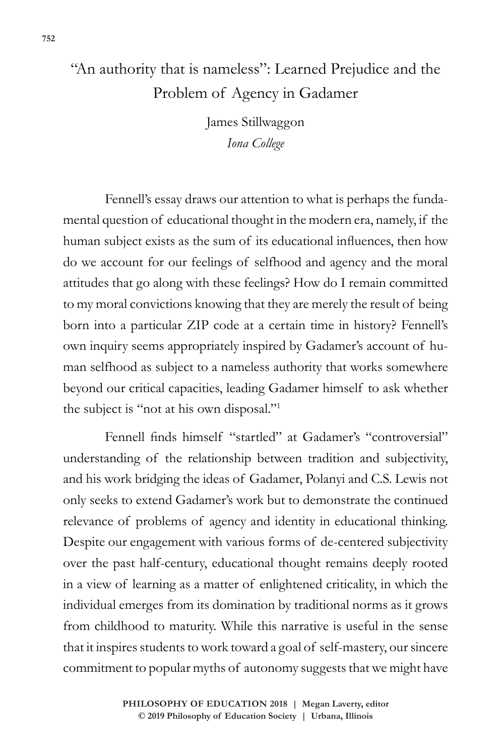# “An authority that is nameless”: Learned Prejudice and the Problem of Agency in Gadamer

James Stillwaggon
*Iona College*

Fennell’s essay draws our attention to what is perhaps the fundamental question of educational thought in the modern era, namely, if the human subject exists as the sum of its educational influences, then how do we account for our feelings of selfhood and agency and the moral attitudes that go along with these feelings? How do I remain committed to my moral convictions knowing that they are merely the result of being born into a particular ZIP code at a certain time in history? Fennell’s own inquiry seems appropriately inspired by Gadamer’s account of human selfhood as subject to a nameless authority that works somewhere beyond our critical capacities, leading Gadamer himself to ask whether the subject is “not at his own disposal.”[1]

Fennell finds himself “startled” at Gadamer’s “controversial” understanding of the relationship between tradition and subjectivity, and his work bridging the ideas of Gadamer, Polanyi and C.S. Lewis not only seeks to extend Gadamer’s work but to demonstrate the continued relevance of problems of agency and identity in educational thinking. Despite our engagement with various forms of de-centered subjectivity over the past half-century, educational thought remains deeply rooted in a view of learning as a matter of enlightened criticality, in which the individual emerges from its domination by traditional norms as it grows from childhood to maturity. While this narrative is useful in the sense that it inspires students to work toward a goal of self-mastery, our sincere commitment to popular myths of autonomy suggests that we might have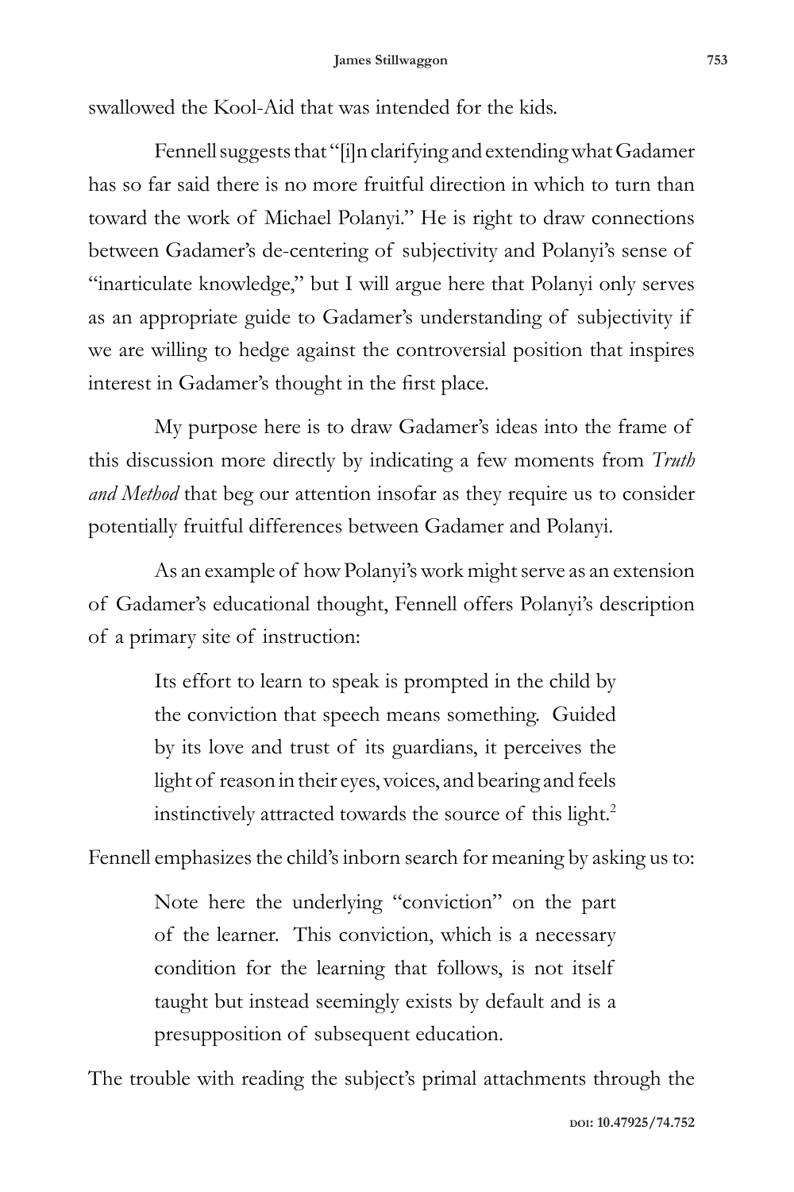swallowed the Kool-Aid that was intended for the kids.

Fennell suggests that "[i]n clarifying and extending what Gadamer has so far said there is no more fruitful direction in which to turn than toward the work of Michael Polanyi." He is right to draw connections between Gadamer's de-centering of subjectivity and Polanyi's sense of "inarticulate knowledge," but I will argue here that Polanyi only serves as an appropriate guide to Gadamer's understanding of subjectivity if we are willing to hedge against the controversial position that inspires interest in Gadamer's thought in the first place.

My purpose here is to draw Gadamer's ideas into the frame of this discussion more directly by indicating a few moments from *Truth and Method* that beg our attention insofar as they require us to consider potentially fruitful differences between Gadamer and Polanyi.

As an example of how Polanyi's work might serve as an extension of Gadamer's educational thought, Fennell offers Polanyi's description of a primary site of instruction:

> Its effort to learn to speak is prompted in the child by the conviction that speech means something. Guided by its love and trust of its guardians, it perceives the light of reason in their eyes, voices, and bearing and feels instinctively attracted towards the source of this light.[2]

Fennell emphasizes the child's inborn search for meaning by asking us to:

> Note here the underlying "conviction" on the part of the learner. This conviction, which is a necessary condition for the learning that follows, is not itself taught but instead seemingly exists by default and is a presupposition of subsequent education.

The trouble with reading the subject's primal attachments through the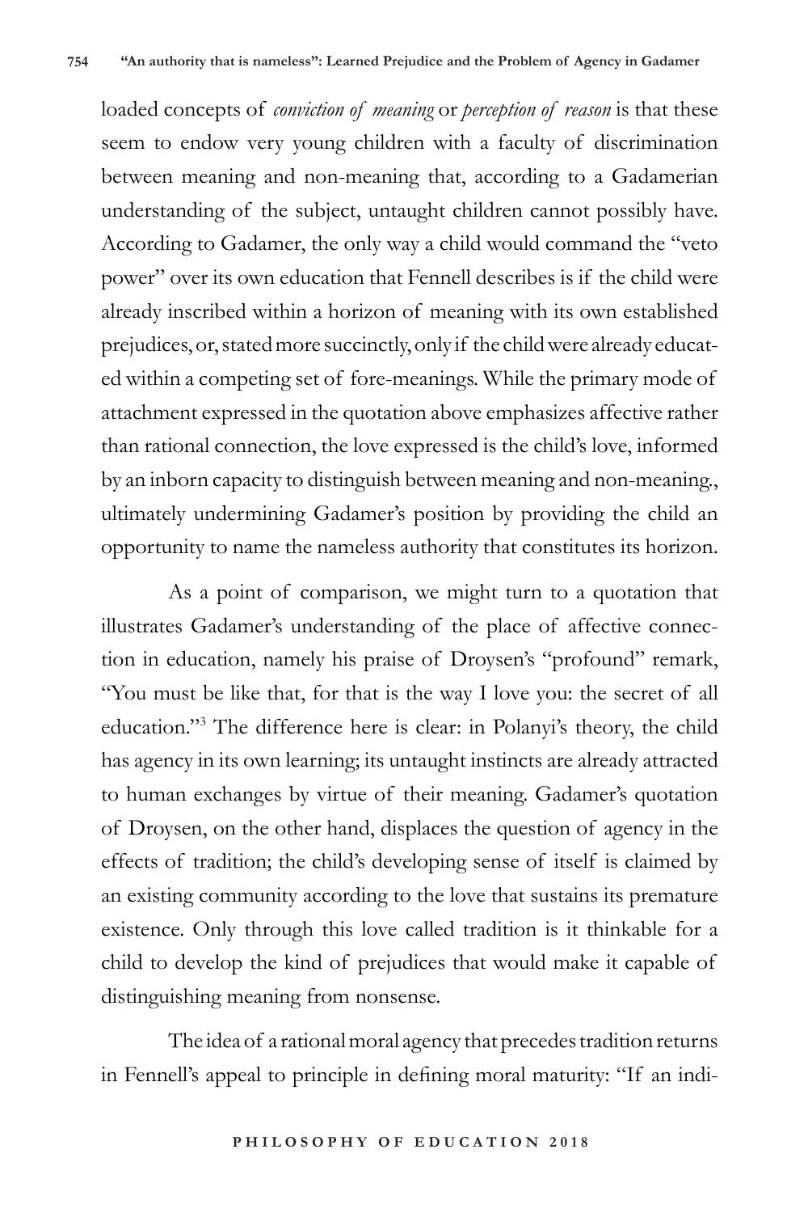loaded concepts of *conviction of meaning* or *perception of reason* is that these seem to endow very young children with a faculty of discrimination between meaning and non-meaning that, according to a Gadamerian understanding of the subject, untaught children cannot possibly have. According to Gadamer, the only way a child would command the "veto power" over its own education that Fennell describes is if the child were already inscribed within a horizon of meaning with its own established prejudices, or, stated more succinctly, only if the child were already educated within a competing set of fore-meanings. While the primary mode of attachment expressed in the quotation above emphasizes affective rather than rational connection, the love expressed is the child's love, informed by an inborn capacity to distinguish between meaning and non-meaning., ultimately undermining Gadamer's position by providing the child an opportunity to name the nameless authority that constitutes its horizon.

As a point of comparison, we might turn to a quotation that illustrates Gadamer's understanding of the place of affective connection in education, namely his praise of Droysen's "profound" remark, "You must be like that, for that is the way I love you: the secret of all education."[3] The difference here is clear: in Polanyi's theory, the child has agency in its own learning; its untaught instincts are already attracted to human exchanges by virtue of their meaning. Gadamer's quotation of Droysen, on the other hand, displaces the question of agency in the effects of tradition; the child's developing sense of itself is claimed by an existing community according to the love that sustains its premature existence. Only through this love called tradition is it thinkable for a child to develop the kind of prejudices that would make it capable of distinguishing meaning from nonsense.

The idea of a rational moral agency that precedes tradition returns in Fennell's appeal to principle in defining moral maturity: "If an indi-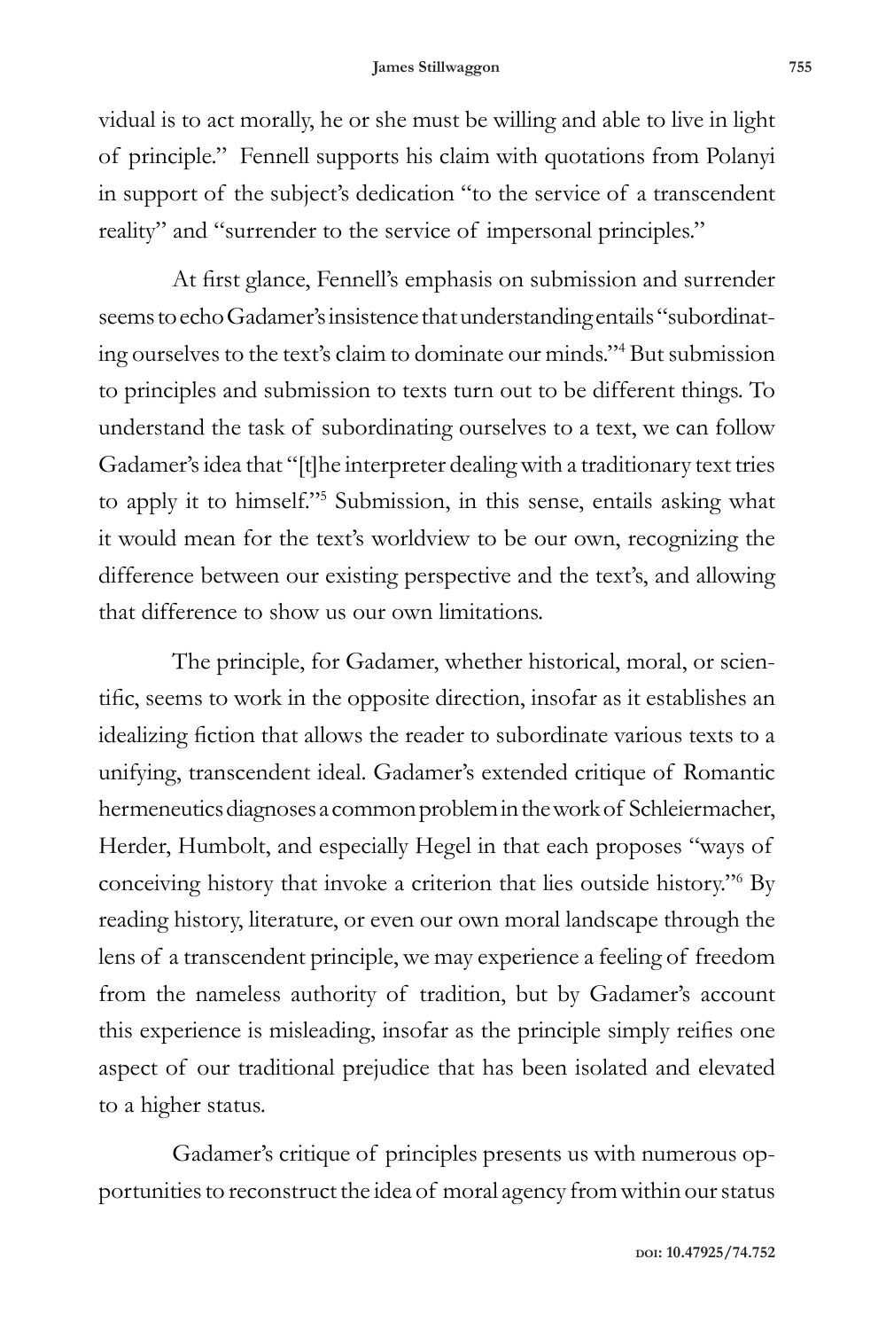vidual is to act morally, he or she must be willing and able to live in light of principle." Fennell supports his claim with quotations from Polanyi in support of the subject's dedication "to the service of a transcendent reality" and "surrender to the service of impersonal principles."

At first glance, Fennell's emphasis on submission and surrender seems to echo Gadamer's insistence that understanding entails "subordinating ourselves to the text's claim to dominate our minds."[4] But submission to principles and submission to texts turn out to be different things. To understand the task of subordinating ourselves to a text, we can follow Gadamer's idea that "[t]he interpreter dealing with a traditionary text tries to apply it to himself."[5] Submission, in this sense, entails asking what it would mean for the text's worldview to be our own, recognizing the difference between our existing perspective and the text's, and allowing that difference to show us our own limitations.

The principle, for Gadamer, whether historical, moral, or scientific, seems to work in the opposite direction, insofar as it establishes an idealizing fiction that allows the reader to subordinate various texts to a unifying, transcendent ideal. Gadamer's extended critique of Romantic hermeneutics diagnoses a common problem in the work of Schleiermacher, Herder, Humbolt, and especially Hegel in that each proposes "ways of conceiving history that invoke a criterion that lies outside history."[6] By reading history, literature, or even our own moral landscape through the lens of a transcendent principle, we may experience a feeling of freedom from the nameless authority of tradition, but by Gadamer's account this experience is misleading, insofar as the principle simply reifies one aspect of our traditional prejudice that has been isolated and elevated to a higher status.

Gadamer's critique of principles presents us with numerous opportunities to reconstruct the idea of moral agency from within our status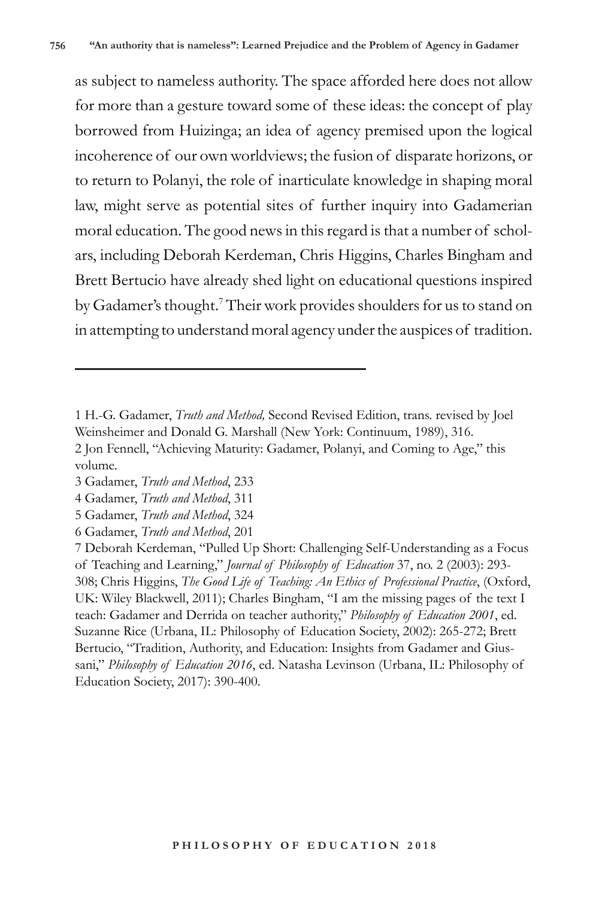as subject to nameless authority. The space afforded here does not allow for more than a gesture toward some of these ideas: the concept of play borrowed from Huizinga; an idea of agency premised upon the logical incoherence of our own worldviews; the fusion of disparate horizons, or to return to Polanyi, the role of inarticulate knowledge in shaping moral law, might serve as potential sites of further inquiry into Gadamerian moral education. The good news in this regard is that a number of scholars, including Deborah Kerdeman, Chris Higgins, Charles Bingham and Brett Bertucio have already shed light on educational questions inspired by Gadamer's thought.[7] Their work provides shoulders for us to stand on in attempting to understand moral agency under the auspices of tradition.

---

1 H.-G. Gadamer, *Truth and Method,* Second Revised Edition, trans. revised by Joel Weinsheimer and Donald G. Marshall (New York: Continuum, 1989), 316.

2 Jon Fennell, "Achieving Maturity: Gadamer, Polanyi, and Coming to Age," this volume.

3 Gadamer, *Truth and Method*, 233

4 Gadamer, *Truth and Method*, 311

5 Gadamer, *Truth and Method*, 324

6 Gadamer, *Truth and Method*, 201

7 Deborah Kerdeman, "Pulled Up Short: Challenging Self-Understanding as a Focus of Teaching and Learning," *Journal of Philosophy of Education* 37, no. 2 (2003): 293-308; Chris Higgins, *The Good Life of Teaching: An Ethics of Professional Practice*, (Oxford, UK: Wiley Blackwell, 2011); Charles Bingham, "I am the missing pages of the text I teach: Gadamer and Derrida on teacher authority," *Philosophy of Education 2001*, ed. Suzanne Rice (Urbana, IL: Philosophy of Education Society, 2002): 265-272; Brett Bertucio, "Tradition, Authority, and Education: Insights from Gadamer and Giussani," *Philosophy of Education 2016*, ed. Natasha Levinson (Urbana, IL: Philosophy of Education Society, 2017): 390-400.